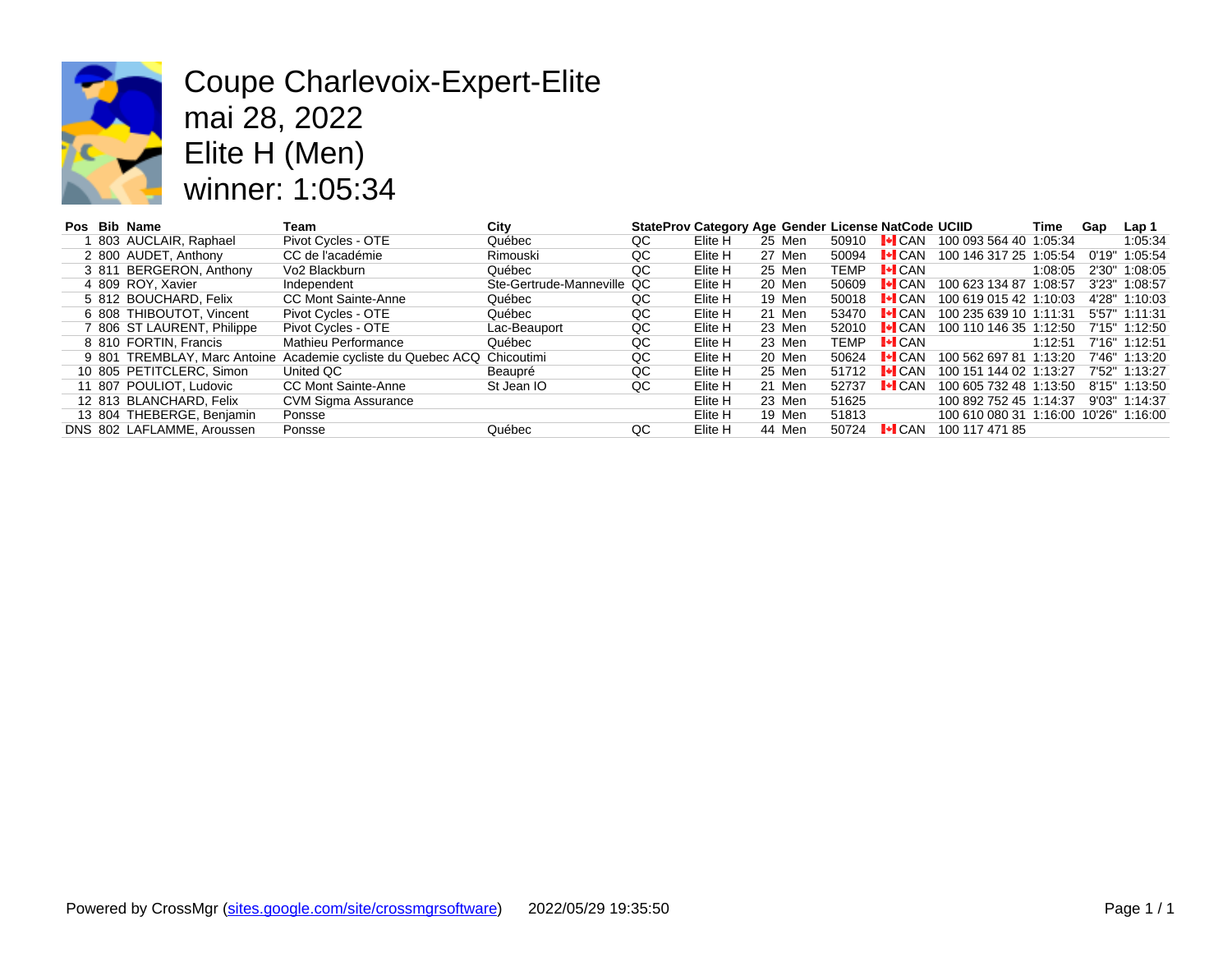# Coupe Charlevoix-Expert-Elite
# mai 28, 2022
# Elite H (Men)
# winner: 1:05:34

| Pos | Bib | Name | Team | City | StateProv | Category | Age | Gender | License | NatCode | UCIID | Time | Gap | Lap 1 |
|---|---|---|---|---|---|---|---|---|---|---|---|---|---|---|
| 1 | 803 | AUCLAIR, Raphael | Pivot Cycles - OTE | Québec | QC | Elite H | 25 | Men | 50910 | CAN | 100 093 564 40 | 1:05:34 | | 1:05:34 |
| 2 | 800 | AUDET, Anthony | CC de l'académie | Rimouski | QC | Elite H | 27 | Men | 50094 | CAN | 100 146 317 25 | 1:05:54 | 0'19" | 1:05:54 |
| 3 | 811 | BERGERON, Anthony | Vo2 Blackburn | Québec | QC | Elite H | 25 | Men | TEMP | CAN | | 1:08:05 | 2'30" | 1:08:05 |
| 4 | 809 | ROY, Xavier | Independent | Ste-Gertrude-Manneville | QC | Elite H | 20 | Men | 50609 | CAN | 100 623 134 87 | 1:08:57 | 3'23" | 1:08:57 |
| 5 | 812 | BOUCHARD, Felix | CC Mont Sainte-Anne | Québec | QC | Elite H | 19 | Men | 50018 | CAN | 100 619 015 42 | 1:10:03 | 4'28" | 1:10:03 |
| 6 | 808 | THIBOUTOT, Vincent | Pivot Cycles - OTE | Québec | QC | Elite H | 21 | Men | 53470 | CAN | 100 235 639 10 | 1:11:31 | 5'57" | 1:11:31 |
| 7 | 806 | ST LAURENT, Philippe | Pivot Cycles - OTE | Lac-Beauport | QC | Elite H | 23 | Men | 52010 | CAN | 100 110 146 35 | 1:12:50 | 7'15" | 1:12:50 |
| 8 | 810 | FORTIN, Francis | Mathieu Performance | Québec | QC | Elite H | 23 | Men | TEMP | CAN | | 1:12:51 | 7'16" | 1:12:51 |
| 9 | 801 | TREMBLAY, Marc Antoine | Academie cycliste du Quebec ACQ | Chicoutimi | QC | Elite H | 20 | Men | 50624 | CAN | 100 562 697 81 | 1:13:20 | 7'46" | 1:13:20 |
| 10 | 805 | PETITCLERC, Simon | United QC | Beaupré | QC | Elite H | 25 | Men | 51712 | CAN | 100 151 144 02 | 1:13:27 | 7'52" | 1:13:27 |
| 11 | 807 | POULIOT, Ludovic | CC Mont Sainte-Anne | St Jean IO | QC | Elite H | 21 | Men | 52737 | CAN | 100 605 732 48 | 1:13:50 | 8'15" | 1:13:50 |
| 12 | 813 | BLANCHARD, Felix | CVM Sigma Assurance | | | Elite H | 23 | Men | 51625 | | 100 892 752 45 | 1:14:37 | 9'03" | 1:14:37 |
| 13 | 804 | THEBERGE, Benjamin | Ponsse | | | Elite H | 19 | Men | 51813 | | 100 610 080 31 | 1:16:00 | 10'26" | 1:16:00 |
| DNS | 802 | LAFLAMME, Aroussen | Ponsse | Québec | QC | Elite H | 44 | Men | 50724 | CAN | 100 117 471 85 | | | |

Powered by CrossMgr (sites.google.com/site/crossmgrsoftware) 2022/05/29 19:35:50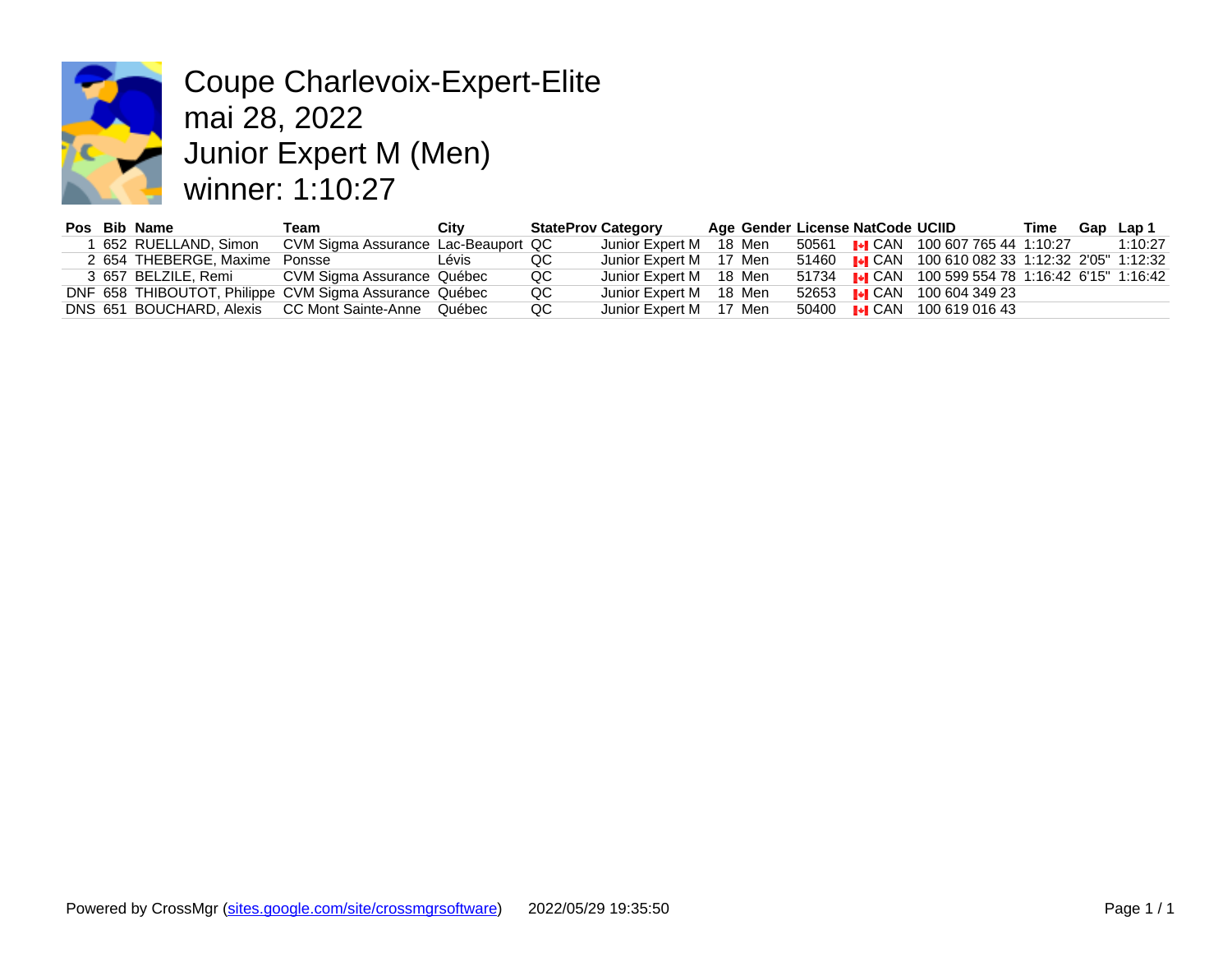# Coupe Charlevoix-Expert-Elite

## mai 28, 2022

## Junior Expert M (Men)

## winner: 1:10:27

| Pos | Bib | Name | Team | City | StateProv | Category | Age | Gender | License | NatCode | UCIID | Time | Gap | Lap 1 |
|---|---|---|---|---|---|---|---|---|---|---|---|---|---|---|
| 1 | 652 | RUELLAND, Simon | CVM Sigma Assurance | Lac-Beauport | QC | Junior Expert M | 18 | Men | 50561 | CAN | 100 607 765 44 | 1:10:27 | | 1:10:27 |
| 2 | 654 | THEBERGE, Maxime | Ponsse | Lévis | QC | Junior Expert M | 17 | Men | 51460 | CAN | 100 610 082 33 | 1:12:32 | 2'05" | 1:12:32 |
| 3 | 657 | BELZILE, Remi | CVM Sigma Assurance | Québec | QC | Junior Expert M | 18 | Men | 51734 | CAN | 100 599 554 78 | 1:16:42 | 6'15" | 1:16:42 |
| DNF | 658 | THIBOUTOT, Philippe | CVM Sigma Assurance | Québec | QC | Junior Expert M | 18 | Men | 52653 | CAN | 100 604 349 23 | | | |
| DNS | 651 | BOUCHARD, Alexis | CC Mont Sainte-Anne | Québec | QC | Junior Expert M | 17 | Men | 50400 | CAN | 100 619 016 43 | | | |

Powered by CrossMgr (sites.google.com/site/crossmgrsoftware) 2022/05/29 19:35:50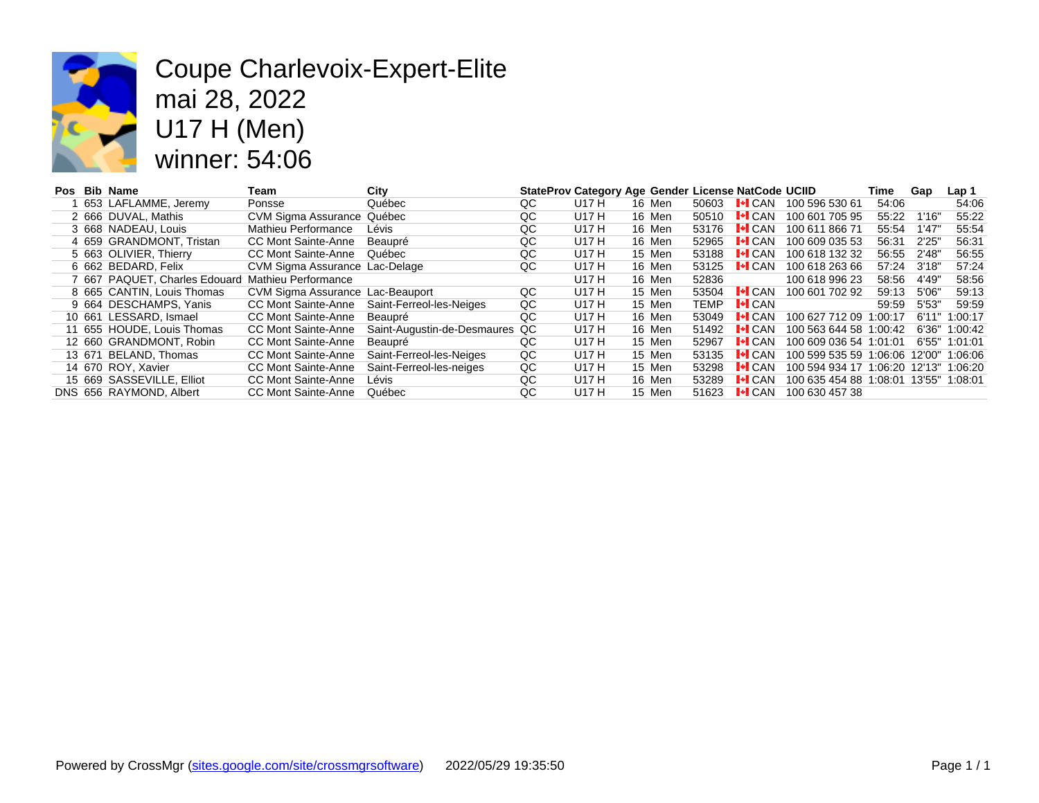# Coupe Charlevoix-Expert-Elite
# mai 28, 2022
# U17 H (Men)
# winner: 54:06

| Pos | Bib | Name | Team | City | StateProv | Category | Age | Gender | License | NatCode | UCIID | Time | Gap | Lap 1 |
|---|---|---|---|---|---|---|---|---|---|---|---|---|---|---|
| 1 | 653 | LAFLAMME, Jeremy | Ponsse | Québec | QC | U17 H | 16 | Men | 50603 | CAN | 100 596 530 61 | 54:06 | | 54:06 |
| 2 | 666 | DUVAL, Mathis | CVM Sigma Assurance | Québec | QC | U17 H | 16 | Men | 50510 | CAN | 100 601 705 95 | 55:22 | 1'16" | 55:22 |
| 3 | 668 | NADEAU, Louis | Mathieu Performance | Lévis | QC | U17 H | 16 | Men | 53176 | CAN | 100 611 866 71 | 55:54 | 1'47" | 55:54 |
| 4 | 659 | GRANDMONT, Tristan | CC Mont Sainte-Anne | Beaupré | QC | U17 H | 16 | Men | 52965 | CAN | 100 609 035 53 | 56:31 | 2'25" | 56:31 |
| 5 | 663 | OLIVIER, Thierry | CC Mont Sainte-Anne | Québec | QC | U17 H | 15 | Men | 53188 | CAN | 100 618 132 32 | 56:55 | 2'48" | 56:55 |
| 6 | 662 | BEDARD, Felix | CVM Sigma Assurance | Lac-Delage | QC | U17 H | 16 | Men | 53125 | CAN | 100 618 263 66 | 57:24 | 3'18" | 57:24 |
| 7 | 667 | PAQUET, Charles Edouard | Mathieu Performance | | | U17 H | 16 | Men | 52836 | | 100 618 996 23 | 58:56 | 4'49" | 58:56 |
| 8 | 665 | CANTIN, Louis Thomas | CVM Sigma Assurance | Lac-Beauport | QC | U17 H | 15 | Men | 53504 | CAN | 100 601 702 92 | 59:13 | 5'06" | 59:13 |
| 9 | 664 | DESCHAMPS, Yanis | CC Mont Sainte-Anne | Saint-Ferreol-les-Neiges | QC | U17 H | 15 | Men | TEMP | CAN | | 59:59 | 5'53" | 59:59 |
| 10 | 661 | LESSARD, Ismael | CC Mont Sainte-Anne | Beaupré | QC | U17 H | 16 | Men | 53049 | CAN | 100 627 712 09 | 1:00:17 | 6'11" | 1:00:17 |
| 11 | 655 | HOUDE, Louis Thomas | CC Mont Sainte-Anne | Saint-Augustin-de-Desmaures | QC | U17 H | 16 | Men | 51492 | CAN | 100 563 644 58 | 1:00:42 | 6'36" | 1:00:42 |
| 12 | 660 | GRANDMONT, Robin | CC Mont Sainte-Anne | Beaupré | QC | U17 H | 15 | Men | 52967 | CAN | 100 609 036 54 | 1:01:01 | 6'55" | 1:01:01 |
| 13 | 671 | BELAND, Thomas | CC Mont Sainte-Anne | Saint-Ferreol-les-Neiges | QC | U17 H | 15 | Men | 53135 | CAN | 100 599 535 59 | 1:06:06 | 12'00" | 1:06:06 |
| 14 | 670 | ROY, Xavier | CC Mont Sainte-Anne | Saint-Ferreol-les-neiges | QC | U17 H | 15 | Men | 53298 | CAN | 100 594 934 17 | 1:06:20 | 12'13" | 1:06:20 |
| 15 | 669 | SASSEVILLE, Elliot | CC Mont Sainte-Anne | Lévis | QC | U17 H | 16 | Men | 53289 | CAN | 100 635 454 88 | 1:08:01 | 13'55" | 1:08:01 |
| DNS | 656 | RAYMOND, Albert | CC Mont Sainte-Anne | Québec | QC | U17 H | 15 | Men | 51623 | CAN | 100 630 457 38 | | | |

Powered by CrossMgr (sites.google.com/site/crossmgrsoftware) 2022/05/29 19:35:50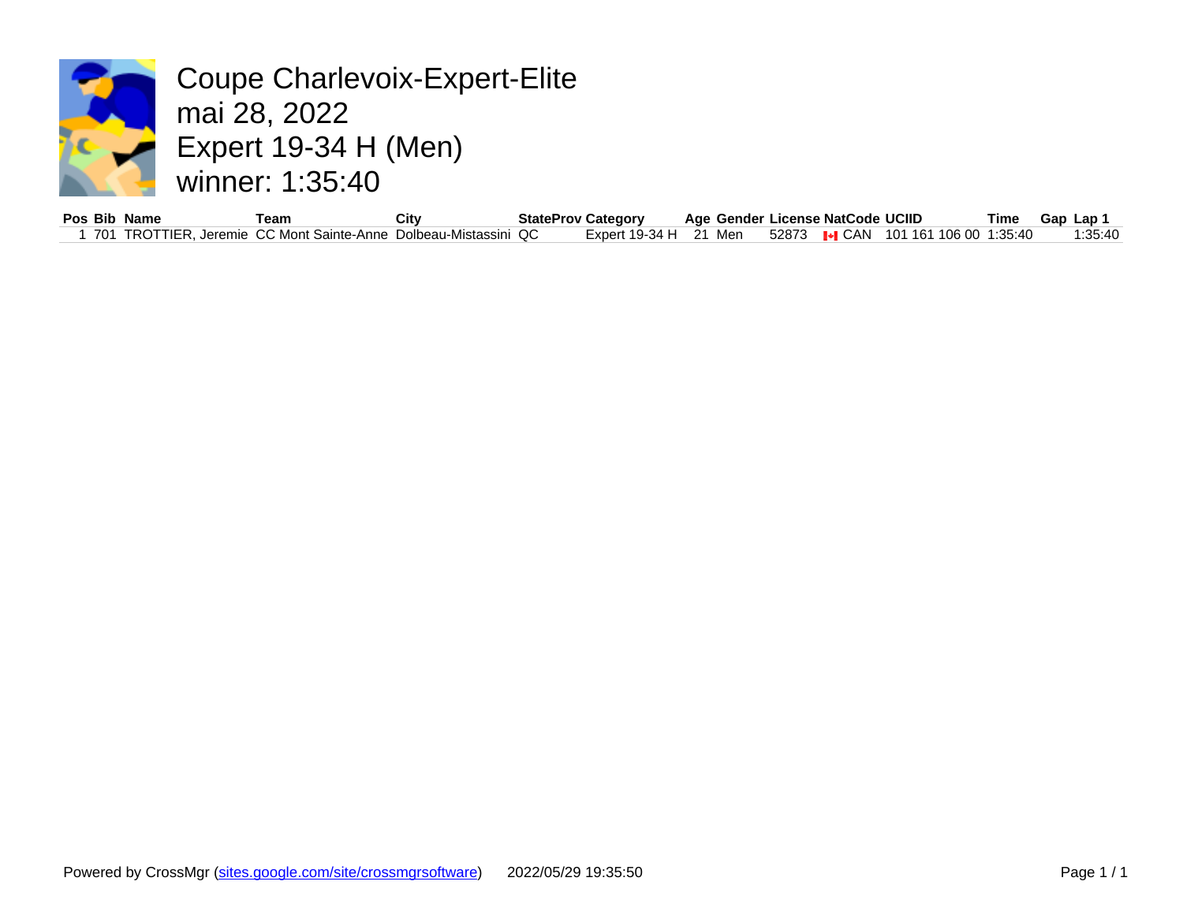# Coupe Charlevoix-Expert-Elite

## mai 28, 2022

## Expert 19-34 H (Men)

## winner: 1:35:40

| Pos | Bib | Name | Team | City | StateProv | Category | Age | Gender | License | NatCode | UCIID | Time | Gap | Lap 1 |
|---|---|---|---|---|---|---|---|---|---|---|---|---|---|---|
| 1 | 701 | TROTTIER, Jeremie | CC Mont Sainte-Anne | Dolbeau-Mistassini | QC | Expert 19-34 H | 21 | Men | 52873 | CAN | 101 161 106 00 | 1:35:40 | | 1:35:40 |

Powered by CrossMgr (sites.google.com/site/crossmgrsoftware) 2022/05/29 19:35:50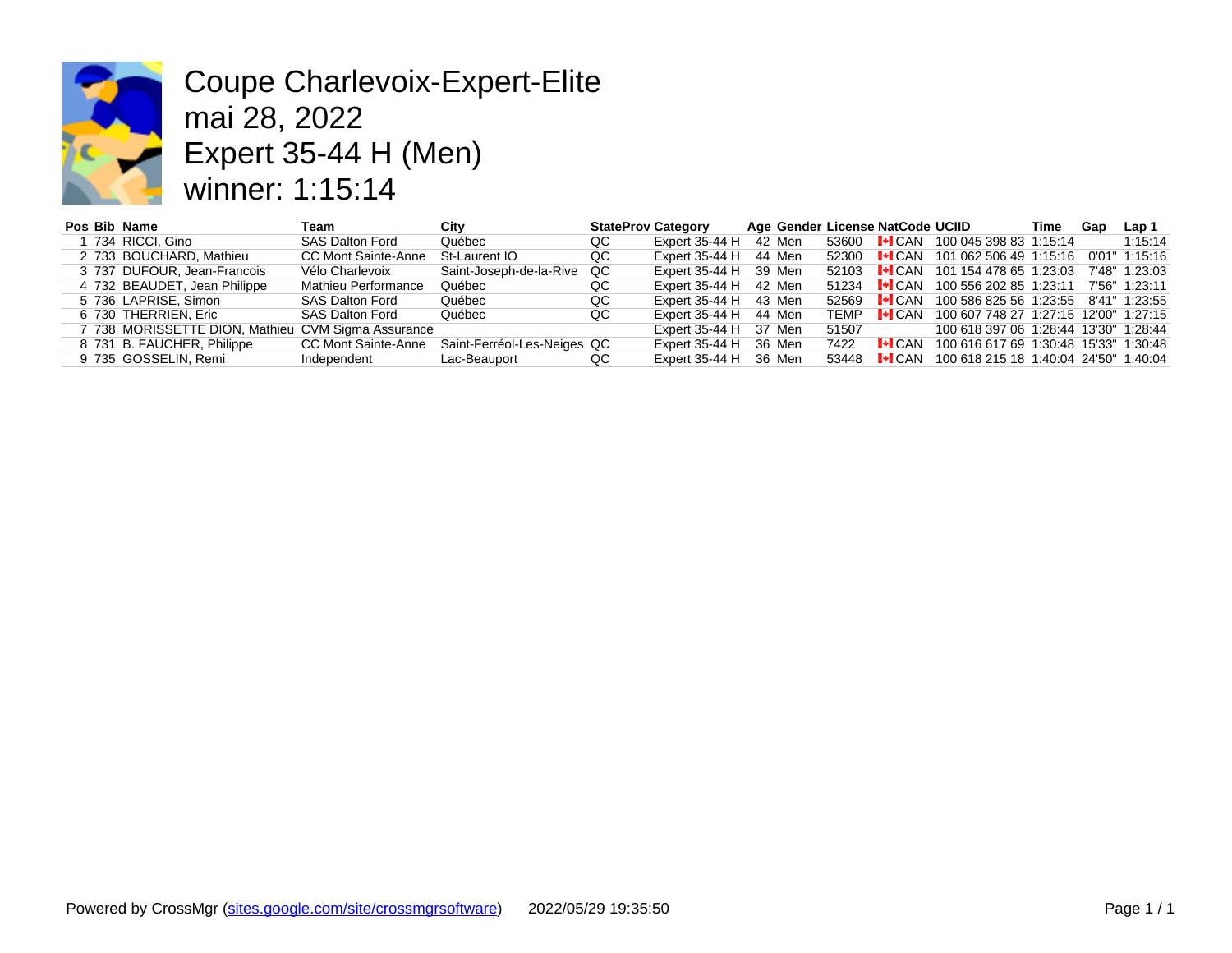# Coupe Charlevoix-Expert-Elite

## mai 28, 2022

## Expert 35-44 H (Men)

## winner: 1:15:14

| Pos | Bib | Name | Team | City | StateProv | Category | Age | Gender | License | NatCode | UCIID | Time | Gap | Lap 1 |
|---|---|---|---|---|---|---|---|---|---|---|---|---|---|---|
| 1 | 734 | RICCI, Gino | SAS Dalton Ford | Québec | QC | Expert 35-44 H | 42 | Men | 53600 | CAN | 100 045 398 83 | 1:15:14 | | 1:15:14 |
| 2 | 733 | BOUCHARD, Mathieu | CC Mont Sainte-Anne | St-Laurent IO | QC | Expert 35-44 H | 44 | Men | 52300 | CAN | 101 062 506 49 | 1:15:16 | 0'01" | 1:15:16 |
| 3 | 737 | DUFOUR, Jean-Francois | Vélo Charlevoix | Saint-Joseph-de-la-Rive | QC | Expert 35-44 H | 39 | Men | 52103 | CAN | 101 154 478 65 | 1:23:03 | 7'48" | 1:23:03 |
| 4 | 732 | BEAUDET, Jean Philippe | Mathieu Performance | Québec | QC | Expert 35-44 H | 42 | Men | 51234 | CAN | 100 556 202 85 | 1:23:11 | 7'56" | 1:23:11 |
| 5 | 736 | LAPRISE, Simon | SAS Dalton Ford | Québec | QC | Expert 35-44 H | 43 | Men | 52569 | CAN | 100 586 825 56 | 1:23:55 | 8'41" | 1:23:55 |
| 6 | 730 | THERRIEN, Eric | SAS Dalton Ford | Québec | QC | Expert 35-44 H | 44 | Men | TEMP | CAN | 100 607 748 27 | 1:27:15 | 12'00" | 1:27:15 |
| 7 | 738 | MORISSETTE DION, Mathieu | CVM Sigma Assurance | | | Expert 35-44 H | 37 | Men | 51507 | | 100 618 397 06 | 1:28:44 | 13'30" | 1:28:44 |
| 8 | 731 | B. FAUCHER, Philippe | CC Mont Sainte-Anne | Saint-Ferréol-Les-Neiges | QC | Expert 35-44 H | 36 | Men | 7422 | CAN | 100 616 617 69 | 1:30:48 | 15'33" | 1:30:48 |
| 9 | 735 | GOSSELIN, Remi | Independent | Lac-Beauport | QC | Expert 35-44 H | 36 | Men | 53448 | CAN | 100 618 215 18 | 1:40:04 | 24'50" | 1:40:04 |

Powered by CrossMgr (sites.google.com/site/crossmgrsoftware) 2022/05/29 19:35:50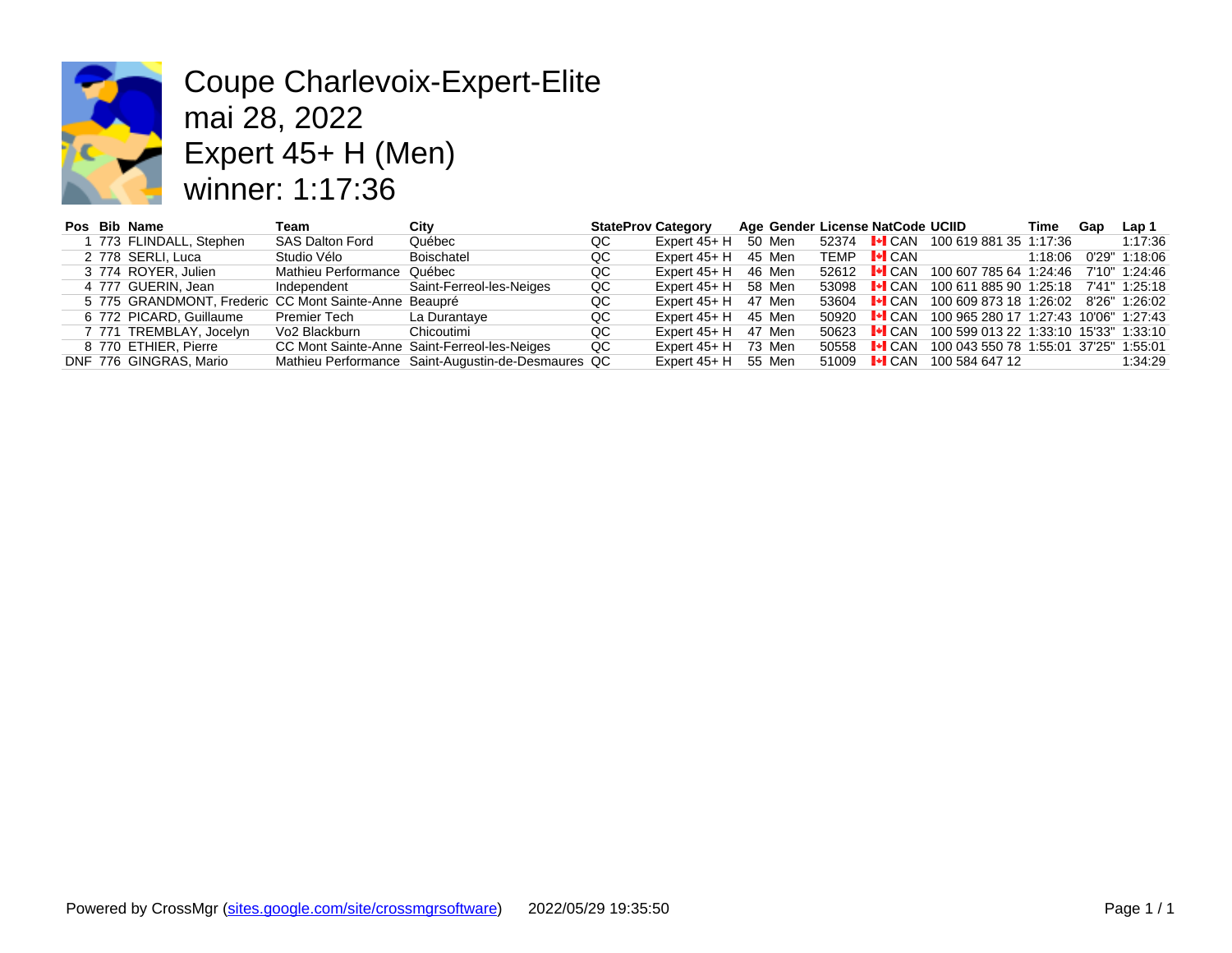# Coupe Charlevoix-Expert-Elite
# mai 28, 2022
# Expert 45+ H (Men)
# winner: 1:17:36

| Pos | Bib | Name | Team | City | StateProv | Category | Age | Gender | License | NatCode | UCIID | Time | Gap | Lap 1 |
|---|---|---|---|---|---|---|---|---|---|---|---|---|---|---|
| 1 | 773 | FLINDALL, Stephen | SAS Dalton Ford | Québec | QC | Expert 45+ H | 50 | Men | 52374 | CAN | 100 619 881 35 | 1:17:36 | | 1:17:36 |
| 2 | 778 | SERLI, Luca | Studio Vélo | Boischatel | QC | Expert 45+ H | 45 | Men | TEMP | CAN | | 1:18:06 | 0'29" | 1:18:06 |
| 3 | 774 | ROYER, Julien | Mathieu Performance | Québec | QC | Expert 45+ H | 46 | Men | 52612 | CAN | 100 607 785 64 | 1:24:46 | 7'10" | 1:24:46 |
| 4 | 777 | GUERIN, Jean | Independent | Saint-Ferreol-les-Neiges | QC | Expert 45+ H | 58 | Men | 53098 | CAN | 100 611 885 90 | 1:25:18 | 7'41" | 1:25:18 |
| 5 | 775 | GRANDMONT, Frederic | CC Mont Sainte-Anne | Beaupré | QC | Expert 45+ H | 47 | Men | 53604 | CAN | 100 609 873 18 | 1:26:02 | 8'26" | 1:26:02 |
| 6 | 772 | PICARD, Guillaume | Premier Tech | La Durantaye | QC | Expert 45+ H | 45 | Men | 50920 | CAN | 100 965 280 17 | 1:27:43 | 10'06" | 1:27:43 |
| 7 | 771 | TREMBLAY, Jocelyn | Vo2 Blackburn | Chicoutimi | QC | Expert 45+ H | 47 | Men | 50623 | CAN | 100 599 013 22 | 1:33:10 | 15'33" | 1:33:10 |
| 8 | 770 | ETHIER, Pierre | CC Mont Sainte-Anne | Saint-Ferreol-les-Neiges | QC | Expert 45+ H | 73 | Men | 50558 | CAN | 100 043 550 78 | 1:55:01 | 37'25" | 1:55:01 |
| DNF | 776 | GINGRAS, Mario | Mathieu Performance | Saint-Augustin-de-Desmaures | QC | Expert 45+ H | 55 | Men | 51009 | CAN | 100 584 647 12 | | | 1:34:29 |

Powered by CrossMgr (sites.google.com/site/crossmgrsoftware) 2022/05/29 19:35:50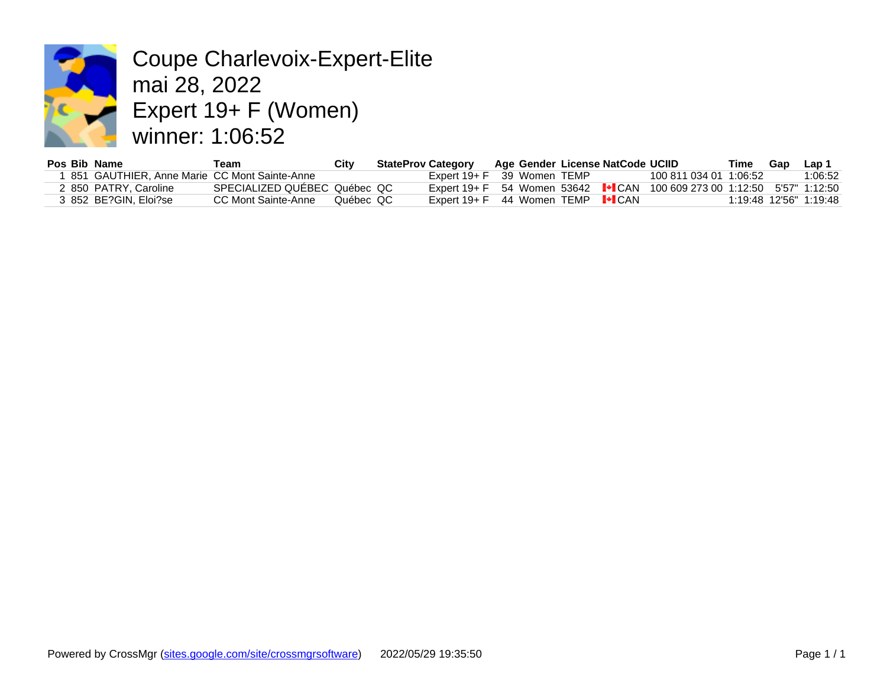# Coupe Charlevoix-Expert-Elite
# mai 28, 2022
# Expert 19+ F (Women)
# winner: 1:06:52

| Pos | Bib | Name | Team | City | StateProv | Category | Age | Gender | License | NatCode | UCIID | Time | Gap | Lap 1 |
|---|---|---|---|---|---|---|---|---|---|---|---|---|---|---|
| 1 | 851 | GAUTHIER, Anne Marie | CC Mont Sainte-Anne | | | Expert 19+ F | 39 | Women | TEMP | | 100 811 034 01 | 1:06:52 | | 1:06:52 |
| 2 | 850 | PATRY, Caroline | SPECIALIZED QUÉBEC | Québec | QC | Expert 19+ F | 54 | Women | 53642 | CAN | 100 609 273 00 | 1:12:50 | 5'57" | 1:12:50 |
| 3 | 852 | BE?GIN, Eloi?se | CC Mont Sainte-Anne | Québec | QC | Expert 19+ F | 44 | Women | TEMP | CAN | | 1:19:48 | 12'56" | 1:19:48 |

Powered by CrossMgr (sites.google.com/site/crossmgrsoftware) 2022/05/29 19:35:50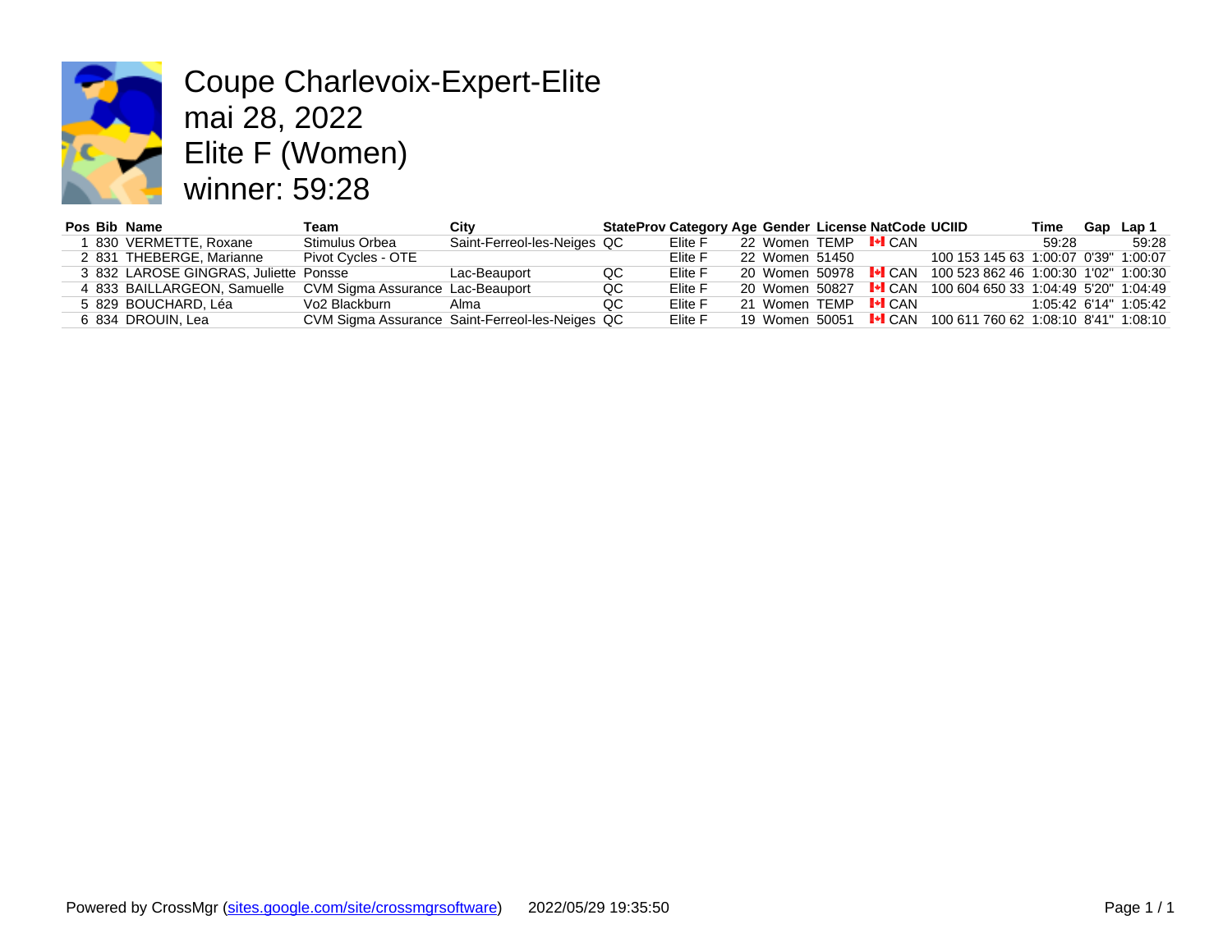# Coupe Charlevoix-Expert-Elite

mai 28, 2022

Elite F (Women)

winner: 59:28

| Pos | Bib | Name | Team | City | StateProv | Category | Age | Gender | License | NatCode | UCIID | Time | Gap | Lap 1 |
|---|---|---|---|---|---|---|---|---|---|---|---|---|---|---|
| 1 | 830 | VERMETTE, Roxane | Stimulus Orbea | Saint-Ferreol-les-Neiges | QC | Elite F | 22 | Women | TEMP | CAN | | 59:28 | | 59:28 |
| 2 | 831 | THEBERGE, Marianne | Pivot Cycles - OTE | | | Elite F | 22 | Women | 51450 | | 100 153 145 63 | 1:00:07 | 0'39" | 1:00:07 |
| 3 | 832 | LAROSE GINGRAS, Juliette | Ponsse | Lac-Beauport | QC | Elite F | 20 | Women | 50978 | CAN | 100 523 862 46 | 1:00:30 | 1'02" | 1:00:30 |
| 4 | 833 | BAILLARGEON, Samuelle | CVM Sigma Assurance | Lac-Beauport | QC | Elite F | 20 | Women | 50827 | CAN | 100 604 650 33 | 1:04:49 | 5'20" | 1:04:49 |
| 5 | 829 | BOUCHARD, Léa | Vo2 Blackburn | Alma | QC | Elite F | 21 | Women | TEMP | CAN | | 1:05:42 | 6'14" | 1:05:42 |
| 6 | 834 | DROUIN, Lea | CVM Sigma Assurance | Saint-Ferreol-les-Neiges | QC | Elite F | 19 | Women | 50051 | CAN | 100 611 760 62 | 1:08:10 | 8'41" | 1:08:10 |

Powered by CrossMgr (sites.google.com/site/crossmgrsoftware) 2022/05/29 19:35:50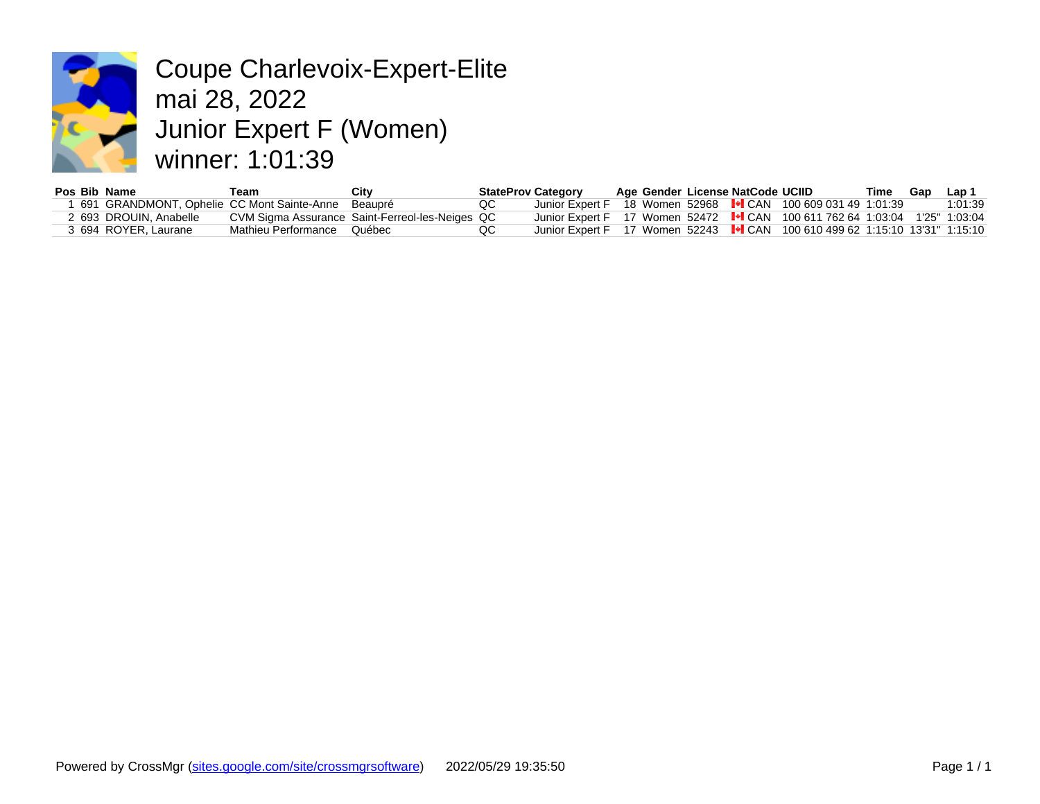# Coupe Charlevoix-Expert-Elite
# mai 28, 2022
# Junior Expert F (Women)
# winner: 1:01:39

| Pos | Bib | Name | Team | City | StateProv | Category | Age | Gender | License | NatCode | UCIID | Time | Gap | Lap 1 |
|---|---|---|---|---|---|---|---|---|---|---|---|---|---|---|
| 1 | 691 | GRANDMONT, Ophelie | CC Mont Sainte-Anne | Beaupré | QC | Junior Expert F | 18 | Women | 52968 | CAN | 100 609 031 49 | 1:01:39 | | 1:01:39 |
| 2 | 693 | DROUIN, Anabelle | CVM Sigma Assurance | Saint-Ferreol-les-Neiges | QC | Junior Expert F | 17 | Women | 52472 | CAN | 100 611 762 64 | 1:03:04 | 1'25" | 1:03:04 |
| 3 | 694 | ROYER, Laurane | Mathieu Performance | Québec | QC | Junior Expert F | 17 | Women | 52243 | CAN | 100 610 499 62 | 1:15:10 | 13'31" | 1:15:10 |

Powered by CrossMgr (sites.google.com/site/crossmgrsoftware) 2022/05/29 19:35:50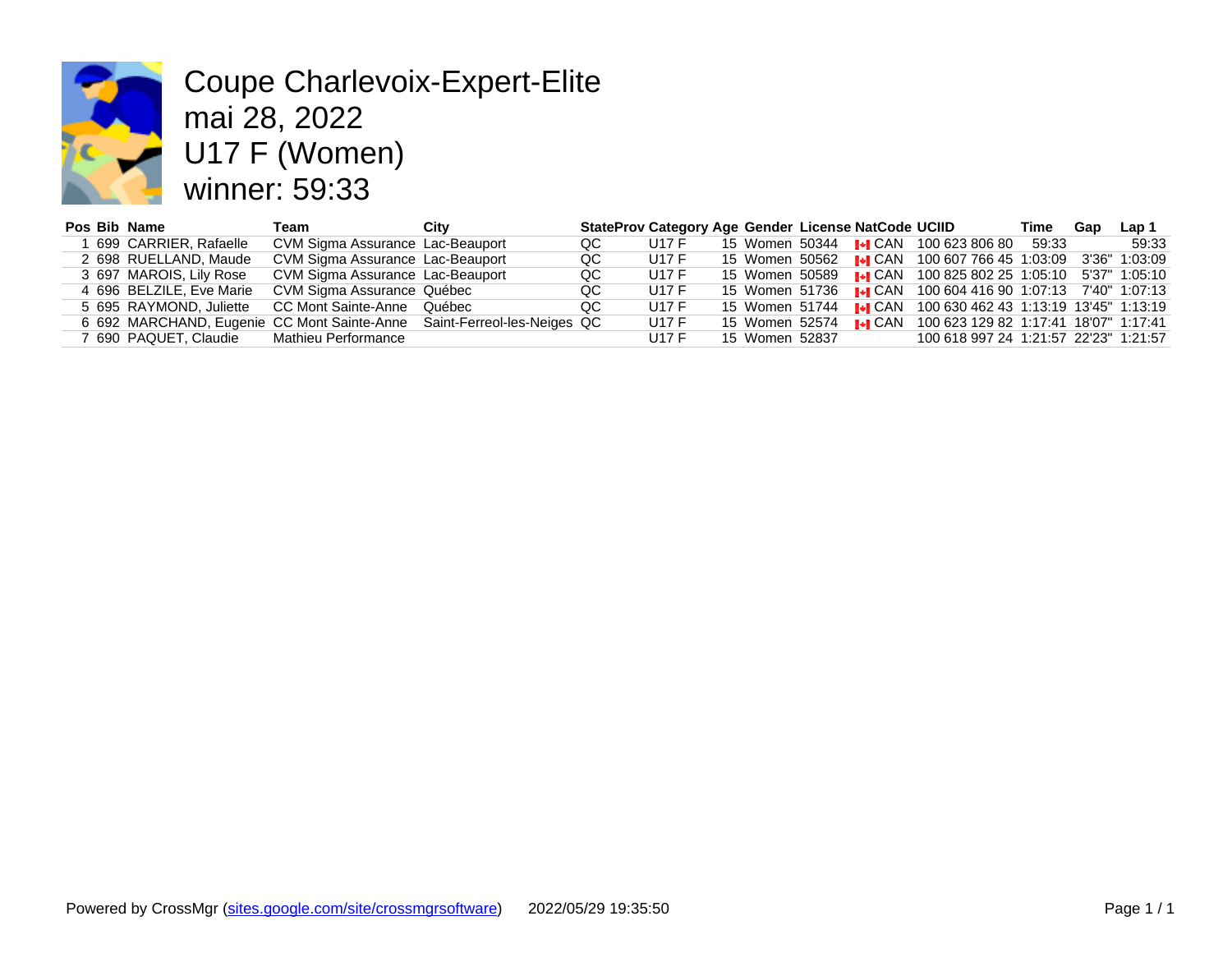# Coupe Charlevoix-Expert-Elite
# mai 28, 2022
# U17 F (Women)
# winner: 59:33

| Pos | Bib | Name | Team | City | StateProv | Category | Age | Gender | License | NatCode | UCIID | Time | Gap | Lap 1 |
|---|---|---|---|---|---|---|---|---|---|---|---|---|---|---|
| 1 | 699 | CARRIER, Rafaelle | CVM Sigma Assurance | Lac-Beauport | QC | U17 F | 15 | Women | 50344 | CAN | 100 623 806 80 | 59:33 | | 59:33 |
| 2 | 698 | RUELLAND, Maude | CVM Sigma Assurance | Lac-Beauport | QC | U17 F | 15 | Women | 50562 | CAN | 100 607 766 45 | 1:03:09 | 3'36" | 1:03:09 |
| 3 | 697 | MAROIS, Lily Rose | CVM Sigma Assurance | Lac-Beauport | QC | U17 F | 15 | Women | 50589 | CAN | 100 825 802 25 | 1:05:10 | 5'37" | 1:05:10 |
| 4 | 696 | BELZILE, Eve Marie | CVM Sigma Assurance | Québec | QC | U17 F | 15 | Women | 51736 | CAN | 100 604 416 90 | 1:07:13 | 7'40" | 1:07:13 |
| 5 | 695 | RAYMOND, Juliette | CC Mont Sainte-Anne | Québec | QC | U17 F | 15 | Women | 51744 | CAN | 100 630 462 43 | 1:13:19 | 13'45" | 1:13:19 |
| 6 | 692 | MARCHAND, Eugenie | CC Mont Sainte-Anne | Saint-Ferreol-les-Neiges | QC | U17 F | 15 | Women | 52574 | CAN | 100 623 129 82 | 1:17:41 | 18'07" | 1:17:41 |
| 7 | 690 | PAQUET, Claudie | Mathieu Performance | | | U17 F | 15 | Women | 52837 | | 100 618 997 24 | 1:21:57 | 22'23" | 1:21:57 |

Powered by CrossMgr (sites.google.com/site/crossmgrsoftware) 2022/05/29 19:35:50